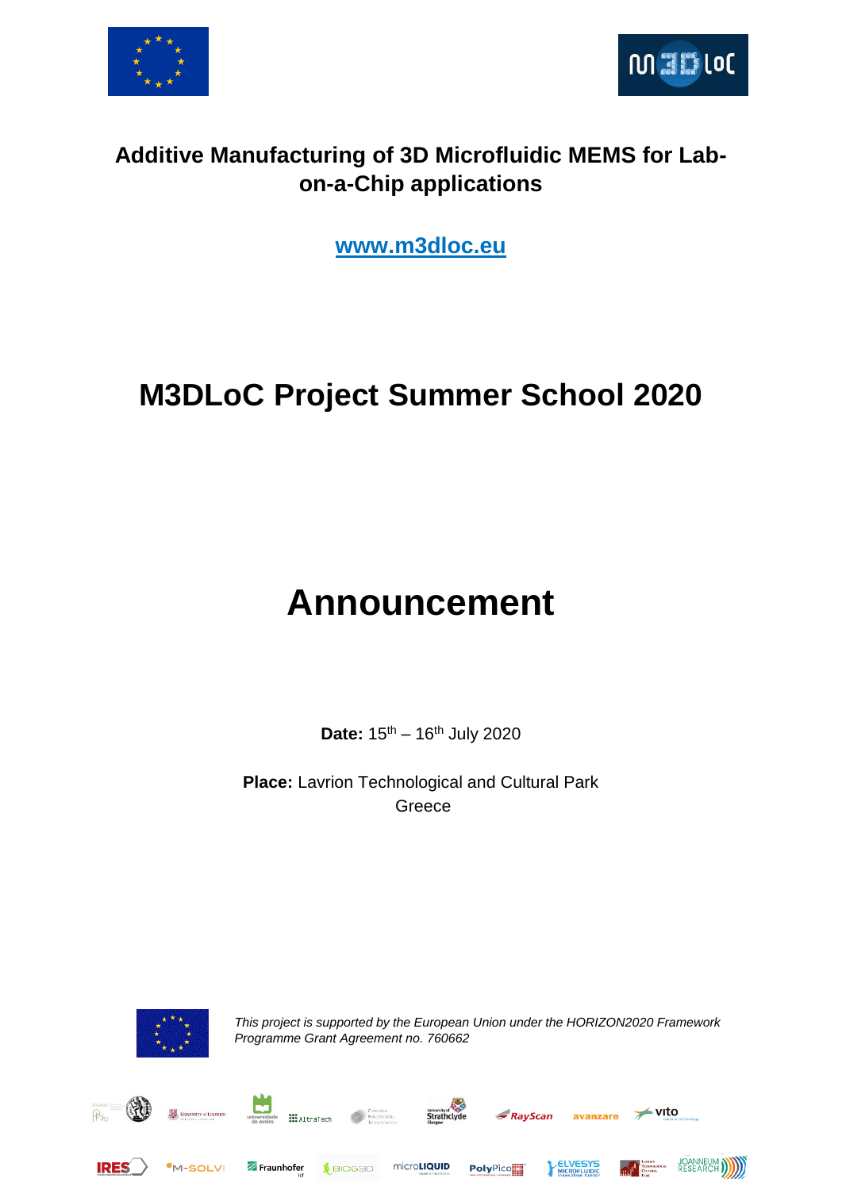**Additive Manufacturing of 3D Microfluidic MEMS for Lab-on-a-Chip applications**

[www.m3dloc.eu](http://www.m3dloc.eu)

# M3DLoC Project Summer School 2020

# Announcement

**Date:** 15th – 16th July 2020

**Place:** Lavrion Technological and Cultural Park
Greece

*This project is supported by the European Union under the HORIZON2020 Framework Programme Grant Agreement no. 760662*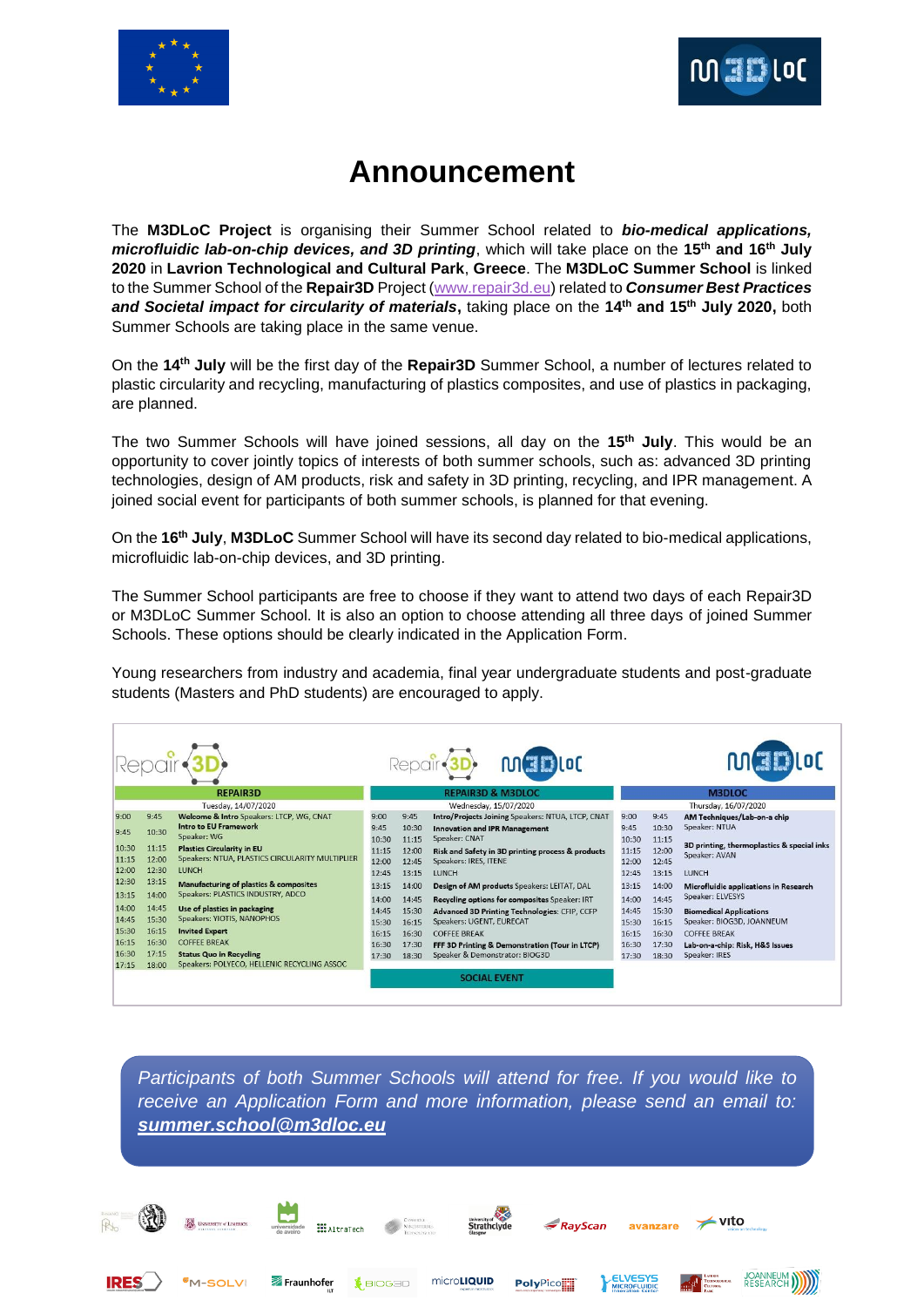# Announcement

The **M3DLoC Project** is organising their Summer School related to ***bio-medical applications, microfluidic lab-on-chip devices, and 3D printing***, which will take place on the **15th and 16th July 2020** in **Lavrion Technological and Cultural Park**, **Greece**. The **M3DLoC Summer School** is linked to the Summer School of the **Repair3D** Project (www.repair3d.eu) related to ***Consumer Best Practices and Societal impact for circularity of materials***, taking place on the **14th and 15th July 2020,** both Summer Schools are taking place in the same venue.

On the **14th July** will be the first day of the **Repair3D** Summer School, a number of lectures related to plastic circularity and recycling, manufacturing of plastics composites, and use of plastics in packaging, are planned.

The two Summer Schools will have joined sessions, all day on the **15th July**. This would be an opportunity to cover jointly topics of interests of both summer schools, such as: advanced 3D printing technologies, design of AM products, risk and safety in 3D printing, recycling, and IPR management. A joined social event for participants of both summer schools, is planned for that evening.

On the **16th July**, **M3DLoC** Summer School will have its second day related to bio-medical applications, microfluidic lab-on-chip devices, and 3D printing.

The Summer School participants are free to choose if they want to attend two days of each Repair3D or M3DLoC Summer School. It is also an option to choose attending all three days of joined Summer Schools. These options should be clearly indicated in the Application Form.

Young researchers from industry and academia, final year undergraduate students and post-graduate students (Masters and PhD students) are encouraged to apply.

**REPAIR3D** – Tuesday, 14/07/2020

| Start | End | Session |
|---|---|---|
| 9:00 | 9:45 | **Welcome & Intro** Speakers: LTCP, WG, CNAT |
| 9:45 | 10:30 | **Intro to EU Framework** Speaker: WG |
| 10:30 | 11:15 | **Plastics Circularity in EU** |
| 11:15 | 12:00 | Speakers: NTUA, PLASTICS CIRCULARITY MULTIPLIER |
| 12:00 | 12:30 | LUNCH |
| 12:30 | 13:15 | **Manufacturing of plastics & composites** |
| 13:15 | 14:00 | Speakers: PLASTICS INDUSTRY, ADCO |
| 14:00 | 14:45 | **Use of plastics in packaging** |
| 14:45 | 15:30 | Speakers: YIOTIS, NANOPHOS |
| 15:30 | 16:15 | **Invited Expert** |
| 16:15 | 16:30 | COFFEE BREAK |
| 16:30 | 17:15 | **Status Quo in Recycling** |
| 17:15 | 18:00 | Speakers: POLYECO, HELLENIC RECYCLING ASSOC |

**REPAIR3D & M3DLOC** – Wednesday, 15/07/2020

| Start | End | Session |
|---|---|---|
| 9:00 | 9:45 | **Intro/Projects Joining** Speakers: NTUA, LTCP, CNAT |
| 9:45 | 10:30 | **Innovation and IPR Management** |
| 10:30 | 11:15 | Speaker: CNAT |
| 11:15 | 12:00 | **Risk and Safety in 3D printing process & products** |
| 12:00 | 12:45 | Speakers: IRES, ITENE |
| 12:45 | 13:15 | LUNCH |
| 13:15 | 14:00 | **Design of AM products** Speakers: LEITAT, DAL |
| 14:00 | 14:45 | **Recycling options for composites** Speaker: IRT |
| 14:45 | 15:30 | **Advanced 3D Printing Technologies**: CFIP, CCFP |
| 15:30 | 16:15 | Speakers: UGENT, EURECAT |
| 16:15 | 16:30 | COFFEE BREAK |
| 16:30 | 17:30 | **FFF 3D Printing & Demonstration (Tour in LTCP)** |
| 17:30 | 18:30 | Speaker & Demonstrator: BIOG3D |
| | | SOCIAL EVENT |

**M3DLOC** – Thursday, 16/07/2020

| Start | End | Session |
|---|---|---|
| 9:00 | 9:45 | **AM Techniques/Lab-on-a chip** |
| 9:45 | 10:30 | Speaker: NTUA |
| 10:30 | 11:15 | **3D printing, thermoplastics & special inks** |
| 11:15 | 12:00 | Speaker: AVAN |
| 12:00 | 12:45 | |
| 12:45 | 13:15 | LUNCH |
| 13:15 | 14:00 | **Microfluidic applications in Research** |
| 14:00 | 14:45 | Speaker: ELVESYS |
| 14:45 | 15:30 | **Biomedical Applications** |
| 15:30 | 16:15 | Speaker: BIOG3D, JOANNEUM |
| 16:15 | 16:30 | COFFEE BREAK |
| 16:30 | 17:30 | **Lab-on-a-chip: Risk, H&S Issues** |
| 17:30 | 18:30 | Speaker: IRES |

*Participants of both Summer Schools will attend for free. If you would like to receive an Application Form and more information, please send an email to:* ***summer.school@m3dloc.eu***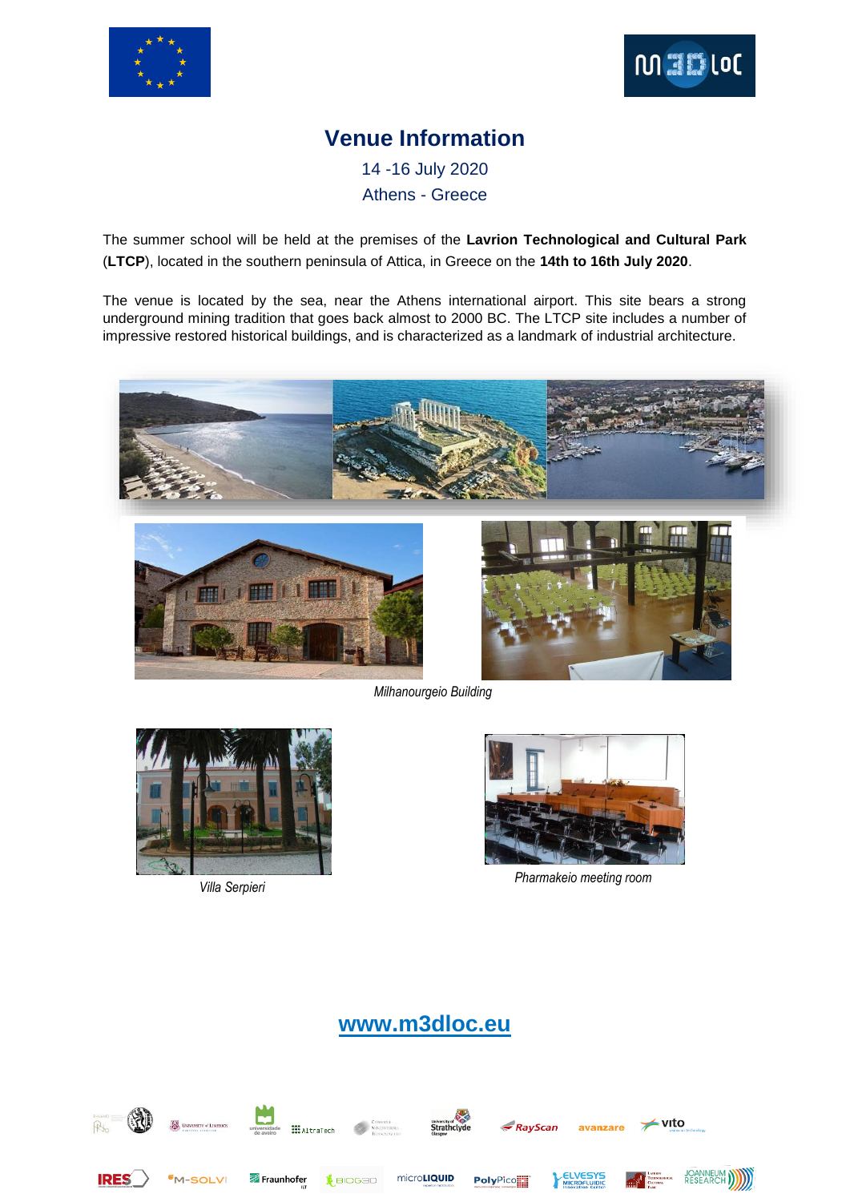# Venue Information

14 -16 July 2020

Athens - Greece

The summer school will be held at the premises of the **Lavrion Technological and Cultural Park** (**LTCP**), located in the southern peninsula of Attica, in Greece on the **14th to 16th July 2020**.

The venue is located by the sea, near the Athens international airport. This site bears a strong underground mining tradition that goes back almost to 2000 BC. The LTCP site includes a number of impressive restored historical buildings, and is characterized as a landmark of industrial architecture.

*Milhanourgeio Building*

*Villa Serpieri*

*Pharmakeio meeting room*

**www.m3dloc.eu**